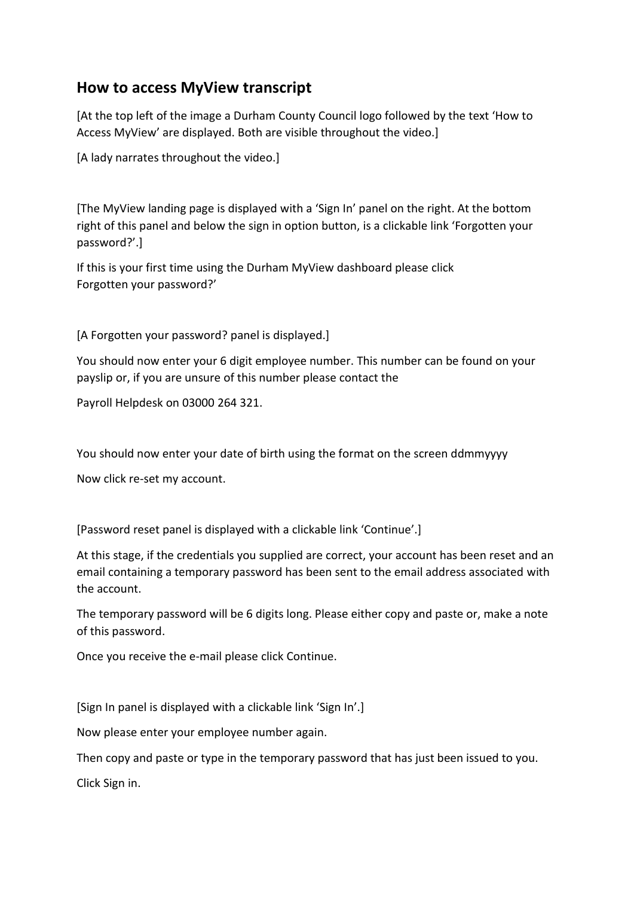## How to access MyView transcript

[At the top left of the image a Durham County Council logo followed by the text 'How to Access MyView' are displayed. Both are visible throughout the video.]

[A lady narrates throughout the video.]

[The MyView landing page is displayed with a 'Sign In' panel on the right. At the bottom right of this panel and below the sign in option button, is a clickable link 'Forgotten your password?'.]

If this is your first time using the Durham MyView dashboard please click Forgotten your password?'

[A Forgotten your password? panel is displayed.]

You should now enter your 6 digit employee number. This number can be found on your payslip or, if you are unsure of this number please contact the

Payroll Helpdesk on 03000 264 321.

You should now enter your date of birth using the format on the screen ddmmyyyy

Now click re-set my account.

[Password reset panel is displayed with a clickable link 'Continue'.]

At this stage, if the credentials you supplied are correct, your account has been reset and an email containing a temporary password has been sent to the email address associated with the account.

The temporary password will be 6 digits long. Please either copy and paste or, make a note of this password.

Once you receive the e-mail please click Continue.

[Sign In panel is displayed with a clickable link 'Sign In'.]

Now please enter your employee number again.

Then copy and paste or type in the temporary password that has just been issued to you.

Click Sign in.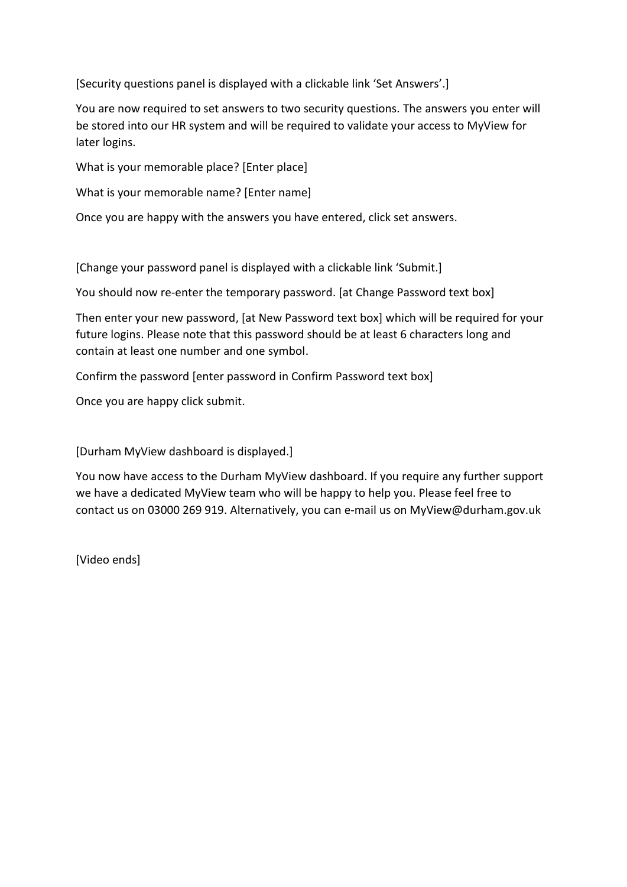[Security questions panel is displayed with a clickable link 'Set Answers'.]

You are now required to set answers to two security questions. The answers you enter will be stored into our HR system and will be required to validate your access to MyView for later logins.

What is your memorable place? [Enter place]

What is your memorable name? [Enter name]

Once you are happy with the answers you have entered, click set answers.

[Change your password panel is displayed with a clickable link 'Submit.]

You should now re-enter the temporary password. [at Change Password text box]

Then enter your new password, [at New Password text box] which will be required for your future logins. Please note that this password should be at least 6 characters long and contain at least one number and one symbol.

Confirm the password [enter password in Confirm Password text box]

Once you are happy click submit.

[Durham MyView dashboard is displayed.]

You now have access to the Durham MyView dashboard. If you require any further support we have a dedicated MyView team who will be happy to help you. Please feel free to contact us on 03000 269 919. Alternatively, you can e-mail us on MyView@durham.gov.uk

[Video ends]